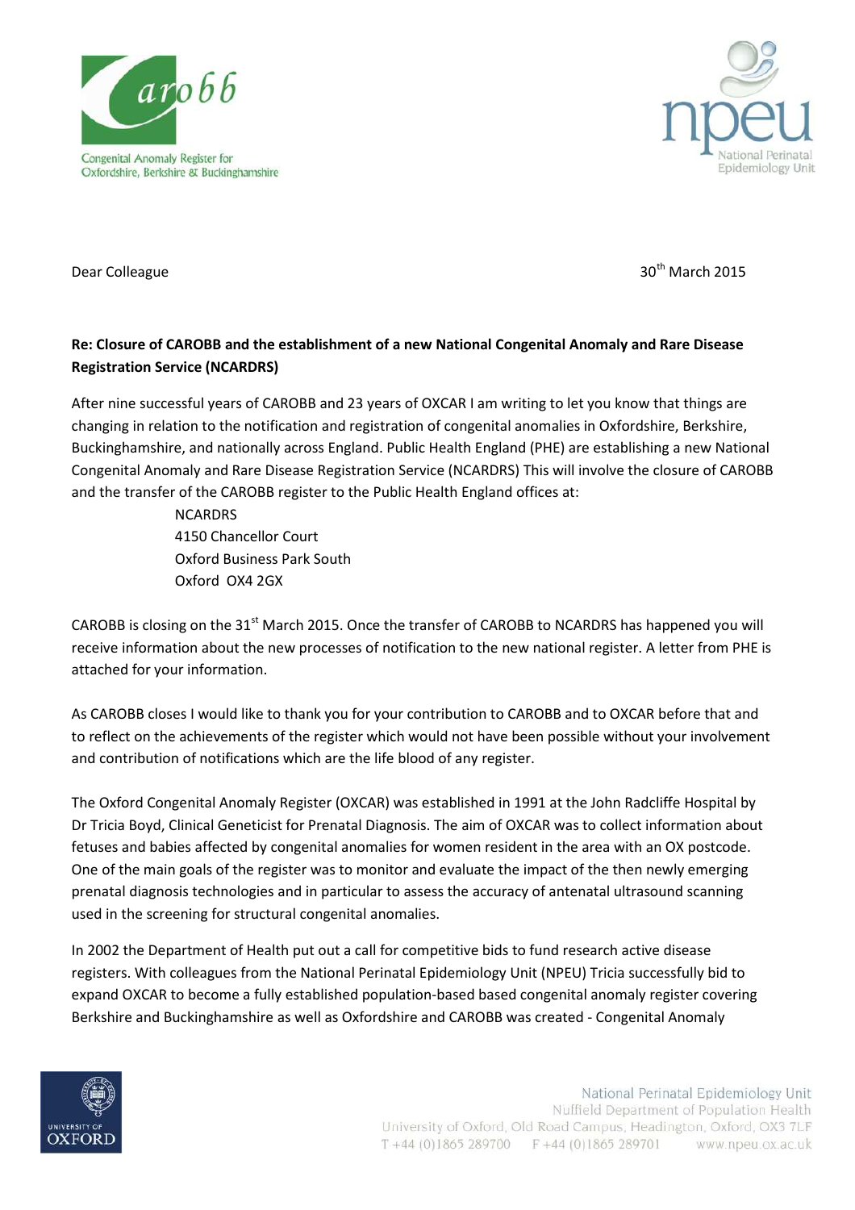Dear Colleague

30th March 2015

**Re: Closure of CAROBB and the establishment of a new National Congenital Anomaly and Rare Disease Registration Service (NCARDRS)**

After nine successful years of CAROBB and 23 years of OXCAR I am writing to let you know that things are changing in relation to the notification and registration of congenital anomalies in Oxfordshire, Berkshire, Buckinghamshire, and nationally across England. Public Health England (PHE) are establishing a new National Congenital Anomaly and Rare Disease Registration Service (NCARDRS) This will involve the closure of CAROBB and the transfer of the CAROBB register to the Public Health England offices at:

NCARDRS
4150 Chancellor Court
Oxford Business Park South
Oxford OX4 2GX

CAROBB is closing on the 31st March 2015. Once the transfer of CAROBB to NCARDRS has happened you will receive information about the new processes of notification to the new national register. A letter from PHE is attached for your information.

As CAROBB closes I would like to thank you for your contribution to CAROBB and to OXCAR before that and to reflect on the achievements of the register which would not have been possible without your involvement and contribution of notifications which are the life blood of any register.

The Oxford Congenital Anomaly Register (OXCAR) was established in 1991 at the John Radcliffe Hospital by Dr Tricia Boyd, Clinical Geneticist for Prenatal Diagnosis. The aim of OXCAR was to collect information about fetuses and babies affected by congenital anomalies for women resident in the area with an OX postcode. One of the main goals of the register was to monitor and evaluate the impact of the then newly emerging prenatal diagnosis technologies and in particular to assess the accuracy of antenatal ultrasound scanning used in the screening for structural congenital anomalies.

In 2002 the Department of Health put out a call for competitive bids to fund research active disease registers. With colleagues from the National Perinatal Epidemiology Unit (NPEU) Tricia successfully bid to expand OXCAR to become a fully established population-based based congenital anomaly register covering Berkshire and Buckinghamshire as well as Oxfordshire and CAROBB was created - Congenital Anomaly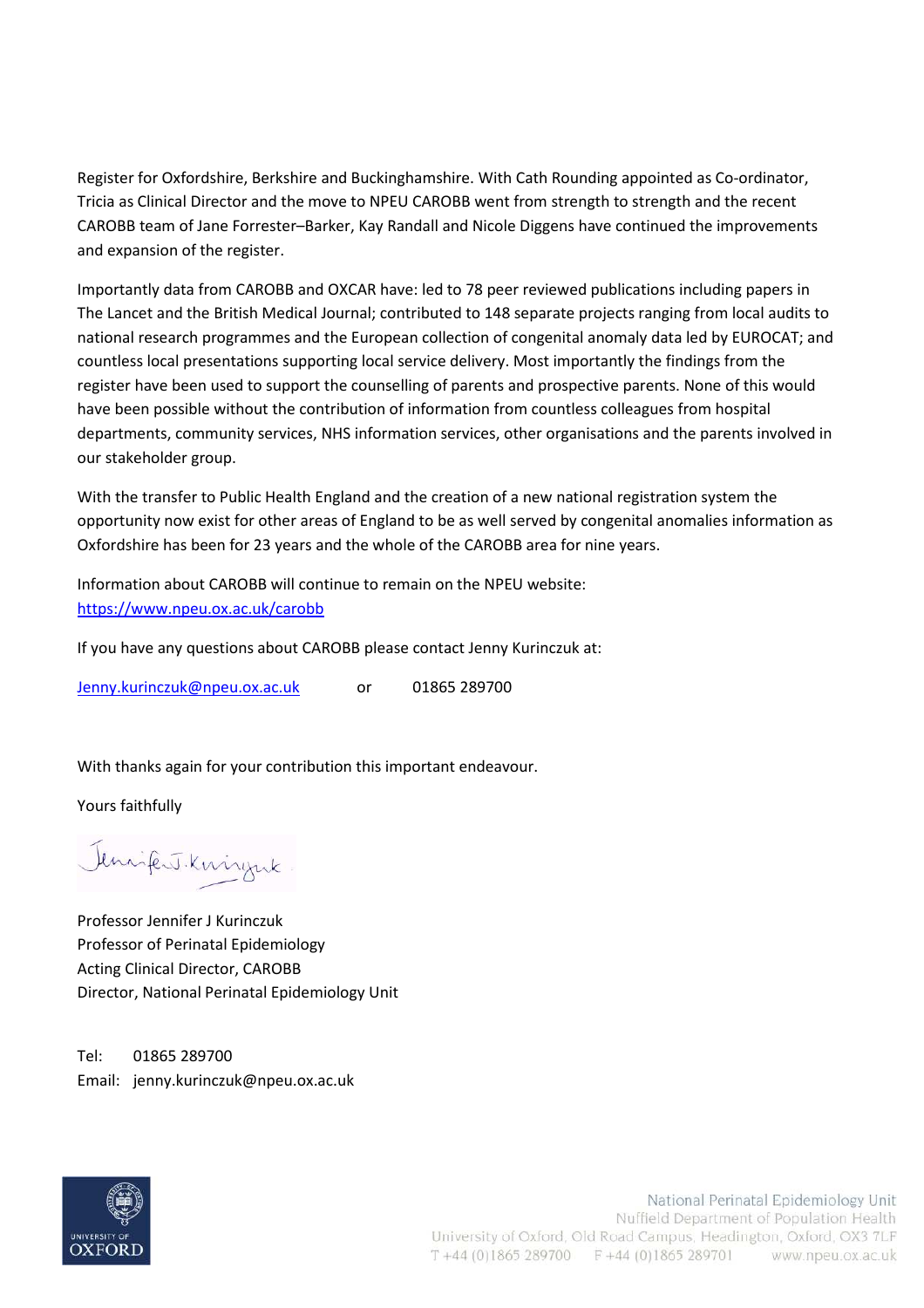Register for Oxfordshire, Berkshire and Buckinghamshire. With Cath Rounding appointed as Co-ordinator, Tricia as Clinical Director and the move to NPEU CAROBB went from strength to strength and the recent CAROBB team of Jane Forrester–Barker, Kay Randall and Nicole Diggens have continued the improvements and expansion of the register.

Importantly data from CAROBB and OXCAR have: led to 78 peer reviewed publications including papers in The Lancet and the British Medical Journal; contributed to 148 separate projects ranging from local audits to national research programmes and the European collection of congenital anomaly data led by EUROCAT; and countless local presentations supporting local service delivery. Most importantly the findings from the register have been used to support the counselling of parents and prospective parents. None of this would have been possible without the contribution of information from countless colleagues from hospital departments, community services, NHS information services, other organisations and the parents involved in our stakeholder group.

With the transfer to Public Health England and the creation of a new national registration system the opportunity now exist for other areas of England to be as well served by congenital anomalies information as Oxfordshire has been for 23 years and the whole of the CAROBB area for nine years.

Information about CAROBB will continue to remain on the NPEU website:
https://www.npeu.ox.ac.uk/carobb

If you have any questions about CAROBB please contact Jenny Kurinczuk at:

Jenny.kurinczuk@npeu.ox.ac.uk or 01865 289700

With thanks again for your contribution this important endeavour.

Yours faithfully

Professor Jennifer J Kurinczuk
Professor of Perinatal Epidemiology
Acting Clinical Director, CAROBB
Director, National Perinatal Epidemiology Unit

Tel: 01865 289700
Email: jenny.kurinczuk@npeu.ox.ac.uk

UNIVERSITY OF OXFORD

National Perinatal Epidemiology Unit
Nuffield Department of Population Health
University of Oxford, Old Road Campus, Headington, Oxford, OX3 7LF
T +44 (0)1865 289700 F +44 (0)1865 289701 www.npeu.ox.ac.uk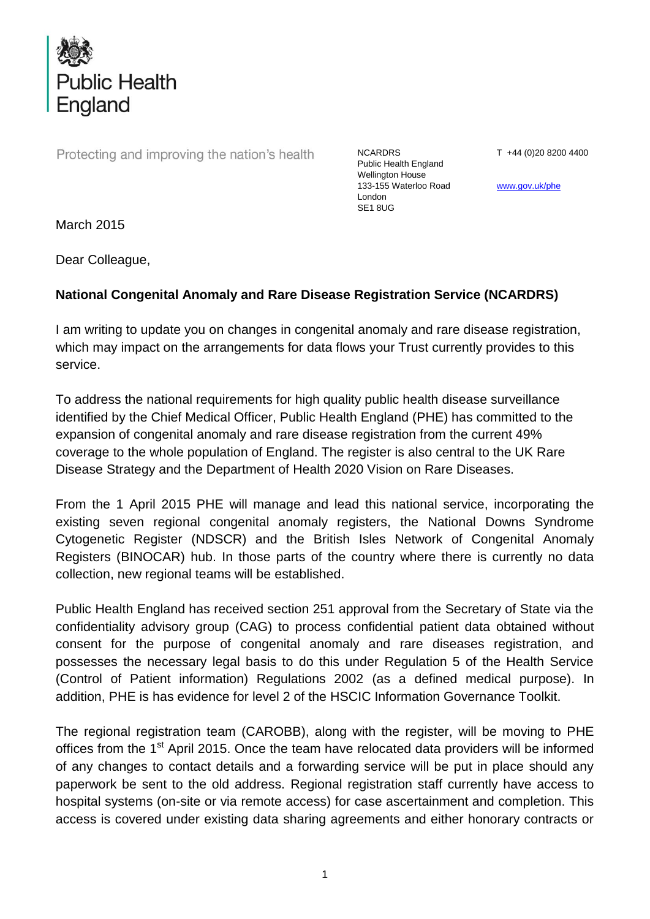Public Health England

Protecting and improving the nation's health

NCARDRS
Public Health England
Wellington House
133-155 Waterloo Road
London
SE1 8UG

T +44 (0)20 8200 4400

www.gov.uk/phe

March 2015

Dear Colleague,

**National Congenital Anomaly and Rare Disease Registration Service (NCARDRS)**

I am writing to update you on changes in congenital anomaly and rare disease registration, which may impact on the arrangements for data flows your Trust currently provides to this service.

To address the national requirements for high quality public health disease surveillance identified by the Chief Medical Officer, Public Health England (PHE) has committed to the expansion of congenital anomaly and rare disease registration from the current 49% coverage to the whole population of England. The register is also central to the UK Rare Disease Strategy and the Department of Health 2020 Vision on Rare Diseases.

From the 1 April 2015 PHE will manage and lead this national service, incorporating the existing seven regional congenital anomaly registers, the National Downs Syndrome Cytogenetic Register (NDSCR) and the British Isles Network of Congenital Anomaly Registers (BINOCAR) hub. In those parts of the country where there is currently no data collection, new regional teams will be established.

Public Health England has received section 251 approval from the Secretary of State via the confidentiality advisory group (CAG) to process confidential patient data obtained without consent for the purpose of congenital anomaly and rare diseases registration, and possesses the necessary legal basis to do this under Regulation 5 of the Health Service (Control of Patient information) Regulations 2002 (as a defined medical purpose). In addition, PHE is has evidence for level 2 of the HSCIC Information Governance Toolkit.

The regional registration team (CAROBB), along with the register, will be moving to PHE offices from the 1st April 2015. Once the team have relocated data providers will be informed of any changes to contact details and a forwarding service will be put in place should any paperwork be sent to the old address. Regional registration staff currently have access to hospital systems (on-site or via remote access) for case ascertainment and completion. This access is covered under existing data sharing agreements and either honorary contracts or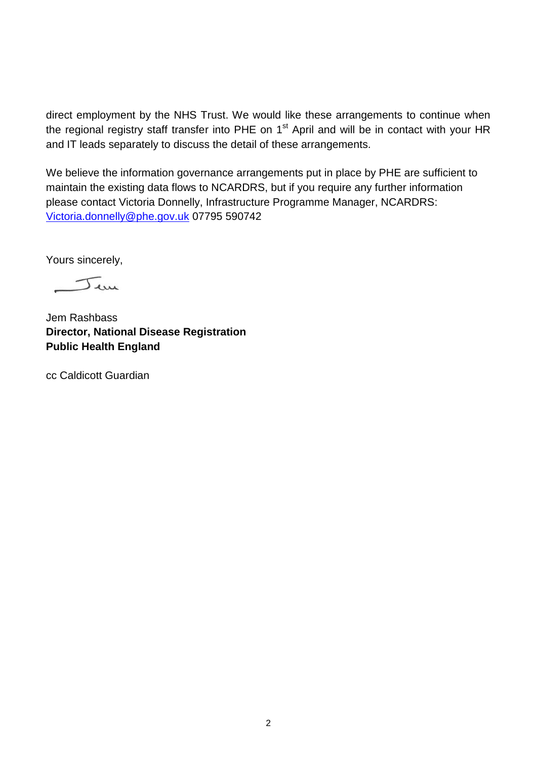direct employment by the NHS Trust. We would like these arrangements to continue when the regional registry staff transfer into PHE on 1st April and will be in contact with your HR and IT leads separately to discuss the detail of these arrangements.

We believe the information governance arrangements put in place by PHE are sufficient to maintain the existing data flows to NCARDRS, but if you require any further information please contact Victoria Donnelly, Infrastructure Programme Manager, NCARDRS: Victoria.donnelly@phe.gov.uk 07795 590742

Yours sincerely,

Jem Rashbass
**Director, National Disease Registration**
**Public Health England**

cc Caldicott Guardian